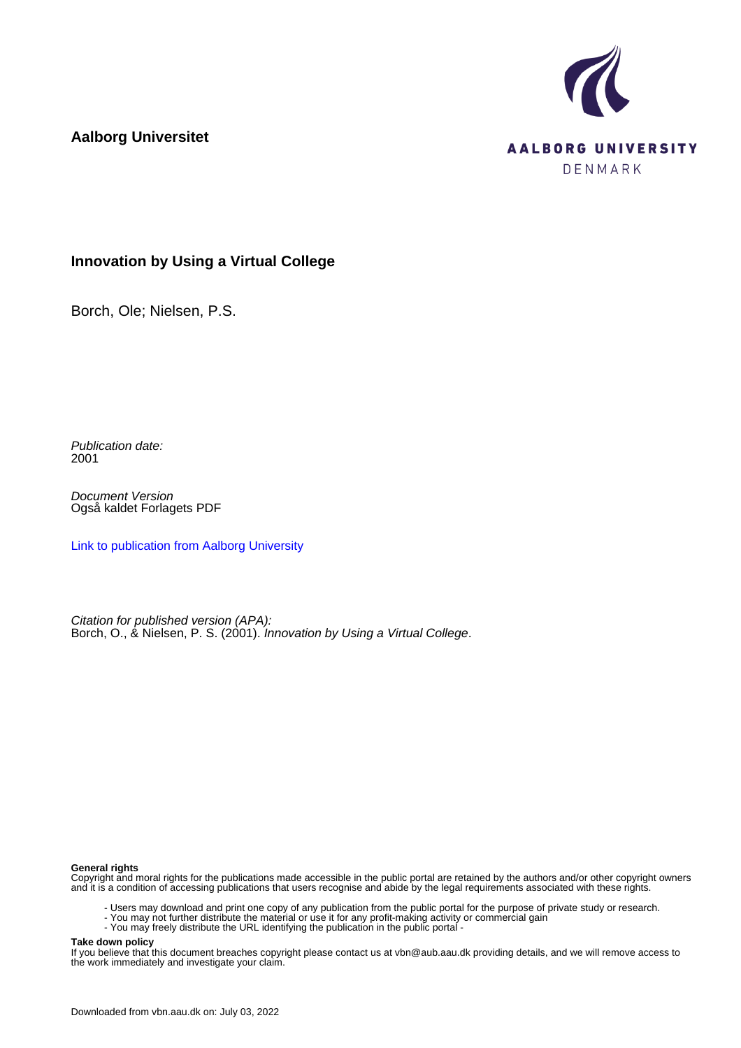**Aalborg Universitet**

AALBORG UNIVERSITY
DENMARK

## Innovation by Using a Virtual College

Borch, Ole; Nielsen, P.S.

*Publication date:*
2001

*Document Version*
Også kaldet Forlagets PDF

[Link to publication from Aalborg University](#)

*Citation for published version (APA):*
Borch, O., & Nielsen, P. S. (2001). *Innovation by Using a Virtual College*.

**General rights**
Copyright and moral rights for the publications made accessible in the public portal are retained by the authors and/or other copyright owners and it is a condition of accessing publications that users recognise and abide by the legal requirements associated with these rights.

- Users may download and print one copy of any publication from the public portal for the purpose of private study or research.
- You may not further distribute the material or use it for any profit-making activity or commercial gain
- You may freely distribute the URL identifying the publication in the public portal -

**Take down policy**
If you believe that this document breaches copyright please contact us at vbn@aub.aau.dk providing details, and we will remove access to the work immediately and investigate your claim.

Downloaded from vbn.aau.dk on: July 03, 2022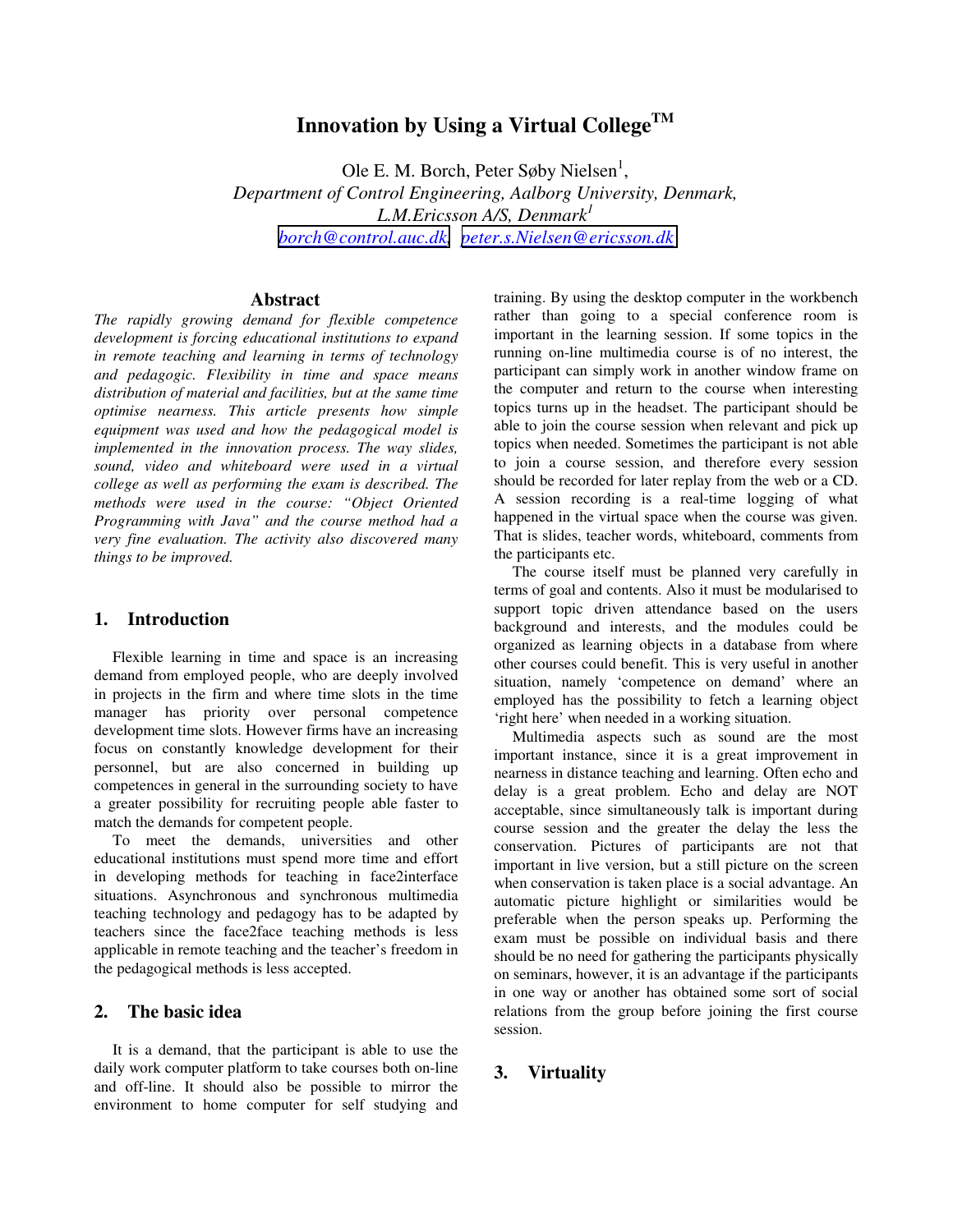# Innovation by Using a Virtual College™

Ole E. M. Borch, Peter Søby Nielsen[1],

*Department of Control Engineering, Aalborg University, Denmark,*
*L.M.Ericsson A/S, Denmark[1]*

borch@control.auc.dk, peter.s.Nielsen@ericsson.dk

## Abstract

*The rapidly growing demand for flexible competence development is forcing educational institutions to expand in remote teaching and learning in terms of technology and pedagogic. Flexibility in time and space means distribution of material and facilities, but at the same time optimise nearness. This article presents how simple equipment was used and how the pedagogical model is implemented in the innovation process. The way slides, sound, video and whiteboard were used in a virtual college as well as performing the exam is described. The methods were used in the course: "Object Oriented Programming with Java" and the course method had a very fine evaluation. The activity also discovered many things to be improved.*

## 1. Introduction

Flexible learning in time and space is an increasing demand from employed people, who are deeply involved in projects in the firm and where time slots in the time manager has priority over personal competence development time slots. However firms have an increasing focus on constantly knowledge development for their personnel, but are also concerned in building up competences in general in the surrounding society to have a greater possibility for recruiting people able faster to match the demands for competent people.

To meet the demands, universities and other educational institutions must spend more time and effort in developing methods for teaching in face2interface situations. Asynchronous and synchronous multimedia teaching technology and pedagogy has to be adapted by teachers since the face2face teaching methods is less applicable in remote teaching and the teacher's freedom in the pedagogical methods is less accepted.

## 2. The basic idea

It is a demand, that the participant is able to use the daily work computer platform to take courses both on-line and off-line. It should also be possible to mirror the environment to home computer for self studying and training. By using the desktop computer in the workbench rather than going to a special conference room is important in the learning session. If some topics in the running on-line multimedia course is of no interest, the participant can simply work in another window frame on the computer and return to the course when interesting topics turns up in the headset. The participant should be able to join the course session when relevant and pick up topics when needed. Sometimes the participant is not able to join a course session, and therefore every session should be recorded for later replay from the web or a CD. A session recording is a real-time logging of what happened in the virtual space when the course was given. That is slides, teacher words, whiteboard, comments from the participants etc.

The course itself must be planned very carefully in terms of goal and contents. Also it must be modularised to support topic driven attendance based on the users background and interests, and the modules could be organized as learning objects in a database from where other courses could benefit. This is very useful in another situation, namely 'competence on demand' where an employed has the possibility to fetch a learning object 'right here' when needed in a working situation.

Multimedia aspects such as sound are the most important instance, since it is a great improvement in nearness in distance teaching and learning. Often echo and delay is a great problem. Echo and delay are NOT acceptable, since simultaneously talk is important during course session and the greater the delay the less the conservation. Pictures of participants are not that important in live version, but a still picture on the screen when conservation is taken place is a social advantage. An automatic picture highlight or similarities would be preferable when the person speaks up. Performing the exam must be possible on individual basis and there should be no need for gathering the participants physically on seminars, however, it is an advantage if the participants in one way or another has obtained some sort of social relations from the group before joining the first course session.

## 3. Virtuality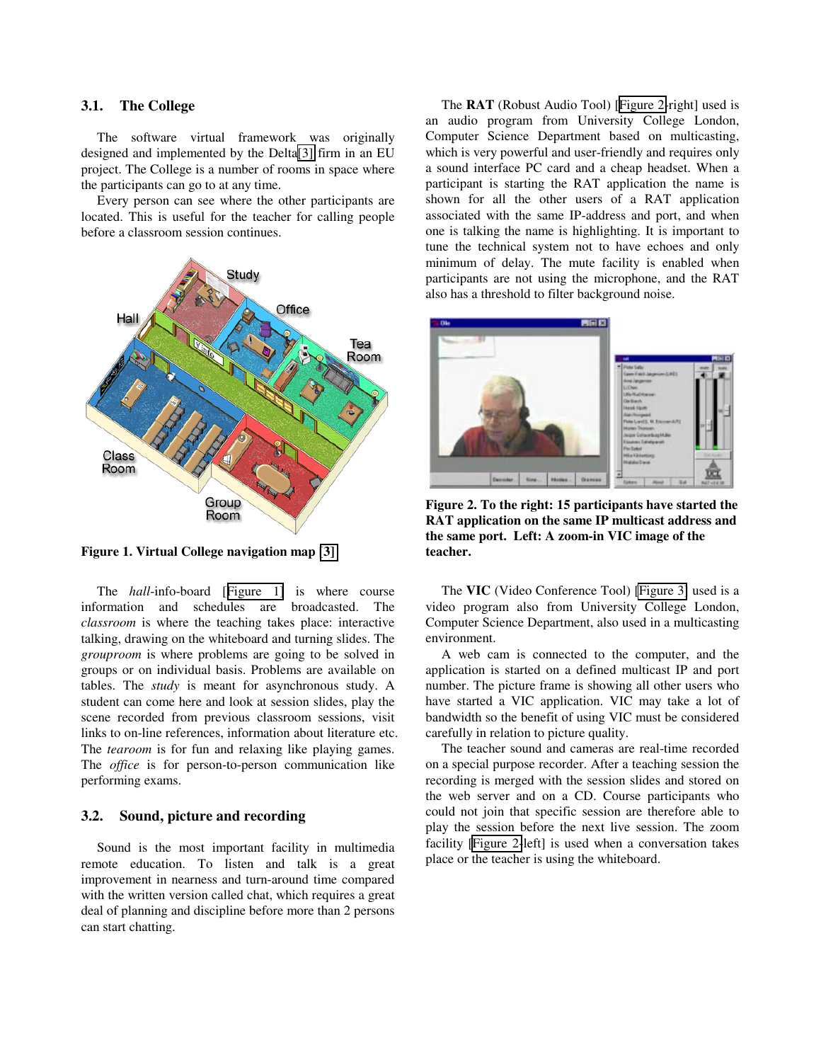### 3.1. The College

The software virtual framework was originally designed and implemented by the Delta[3] firm in an EU project. The College is a number of rooms in space where the participants can go to at any time.

Every person can see where the other participants are located. This is useful for the teacher for calling people before a classroom session continues.

**Figure 1. Virtual College navigation map [3]**

The *hall*-info-board [Figure 1] is where course information and schedules are broadcasted. The *classroom* is where the teaching takes place: interactive talking, drawing on the whiteboard and turning slides. The *grouproom* is where problems are going to be solved in groups or on individual basis. Problems are available on tables. The *study* is meant for asynchronous study. A student can come here and look at session slides, play the scene recorded from previous classroom sessions, visit links to on-line references, information about literature etc. The *tearoom* is for fun and relaxing like playing games. The *office* is for person-to-person communication like performing exams.

### 3.2. Sound, picture and recording

Sound is the most important facility in multimedia remote education. To listen and talk is a great improvement in nearness and turn-around time compared with the written version called chat, which requires a great deal of planning and discipline before more than 2 persons can start chatting.

The **RAT** (Robust Audio Tool) [Figure 2-right] used is an audio program from University College London, Computer Science Department based on multicasting, which is very powerful and user-friendly and requires only a sound interface PC card and a cheap headset. When a participant is starting the RAT application the name is shown for all the other users of a RAT application associated with the same IP-address and port, and when one is talking the name is highlighting. It is important to tune the technical system not to have echoes and only minimum of delay. The mute facility is enabled when participants are not using the microphone, and the RAT also has a threshold to filter background noise.

**Figure 2. To the right: 15 participants have started the RAT application on the same IP multicast address and the same port. Left: A zoom-in VIC image of the teacher.**

The **VIC** (Video Conference Tool) [Figure 3] used is a video program also from University College London, Computer Science Department, also used in a multicasting environment.

A web cam is connected to the computer, and the application is started on a defined multicast IP and port number. The picture frame is showing all other users who have started a VIC application. VIC may take a lot of bandwidth so the benefit of using VIC must be considered carefully in relation to picture quality.

The teacher sound and cameras are real-time recorded on a special purpose recorder. After a teaching session the recording is merged with the session slides and stored on the web server and on a CD. Course participants who could not join that specific session are therefore able to play the session before the next live session. The zoom facility [Figure 2-left] is used when a conversation takes place or the teacher is using the whiteboard.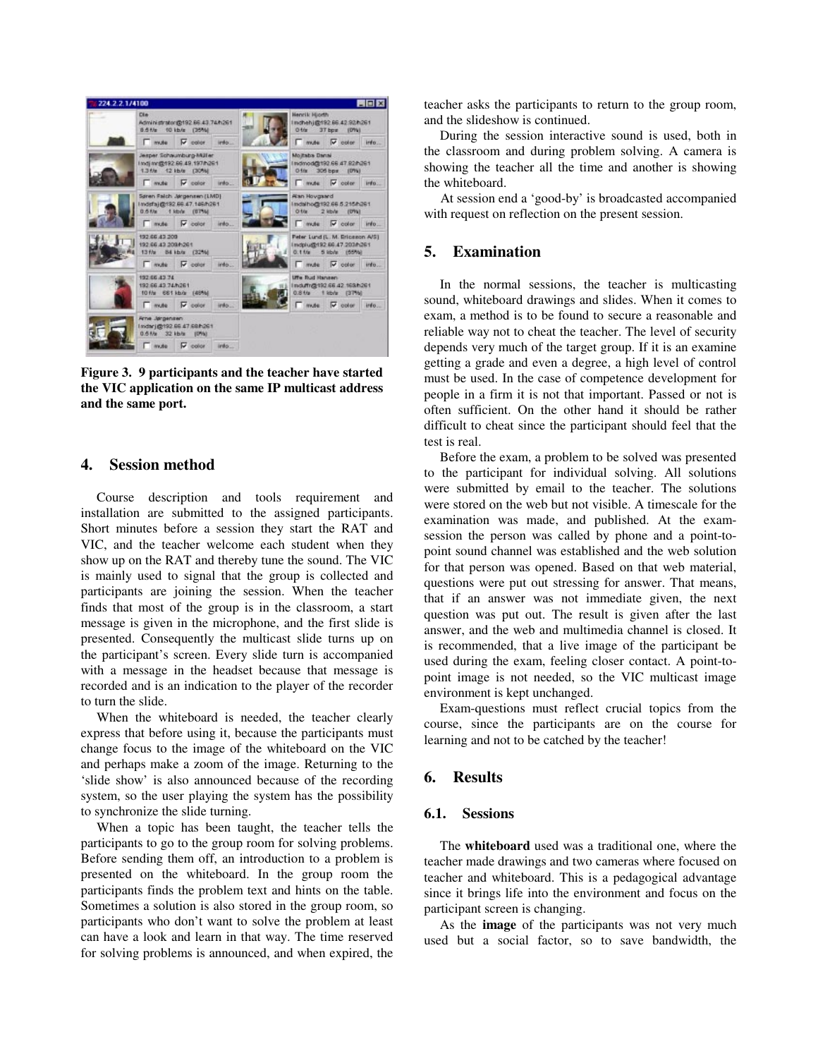Figure 3. 9 participants and the teacher have started the VIC application on the same IP multicast address and the same port.

## 4. Session method

Course description and tools requirement and installation are submitted to the assigned participants. Short minutes before a session they start the RAT and VIC, and the teacher welcome each student when they show up on the RAT and thereby tune the sound. The VIC is mainly used to signal that the group is collected and participants are joining the session. When the teacher finds that most of the group is in the classroom, a start message is given in the microphone, and the first slide is presented. Consequently the multicast slide turns up on the participant's screen. Every slide turn is accompanied with a message in the headset because that message is recorded and is an indication to the player of the recorder to turn the slide.

When the whiteboard is needed, the teacher clearly express that before using it, because the participants must change focus to the image of the whiteboard on the VIC and perhaps make a zoom of the image. Returning to the 'slide show' is also announced because of the recording system, so the user playing the system has the possibility to synchronize the slide turning.

When a topic has been taught, the teacher tells the participants to go to the group room for solving problems. Before sending them off, an introduction to a problem is presented on the whiteboard. In the group room the participants finds the problem text and hints on the table. Sometimes a solution is also stored in the group room, so participants who don't want to solve the problem at least can have a look and learn in that way. The time reserved for solving problems is announced, and when expired, the teacher asks the participants to return to the group room, and the slideshow is continued.

During the session interactive sound is used, both in the classroom and during problem solving. A camera is showing the teacher all the time and another is showing the whiteboard.

At session end a 'good-by' is broadcasted accompanied with request on reflection on the present session.

## 5. Examination

In the normal sessions, the teacher is multicasting sound, whiteboard drawings and slides. When it comes to exam, a method is to be found to secure a reasonable and reliable way not to cheat the teacher. The level of security depends very much of the target group. If it is an examine getting a grade and even a degree, a high level of control must be used. In the case of competence development for people in a firm it is not that important. Passed or not is often sufficient. On the other hand it should be rather difficult to cheat since the participant should feel that the test is real.

Before the exam, a problem to be solved was presented to the participant for individual solving. All solutions were submitted by email to the teacher. The solutions were stored on the web but not visible. A timescale for the examination was made, and published. At the exam-session the person was called by phone and a point-to-point sound channel was established and the web solution for that person was opened. Based on that web material, questions were put out stressing for answer. That means, that if an answer was not immediate given, the next question was put out. The result is given after the last answer, and the web and multimedia channel is closed. It is recommended, that a live image of the participant be used during the exam, feeling closer contact. A point-to-point image is not needed, so the VIC multicast image environment is kept unchanged.

Exam-questions must reflect crucial topics from the course, since the participants are on the course for learning and not to be catched by the teacher!

## 6. Results

### 6.1. Sessions

The **whiteboard** used was a traditional one, where the teacher made drawings and two cameras where focused on teacher and whiteboard. This is a pedagogical advantage since it brings life into the environment and focus on the participant screen is changing.

As the **image** of the participants was not very much used but a social factor, so to save bandwidth, the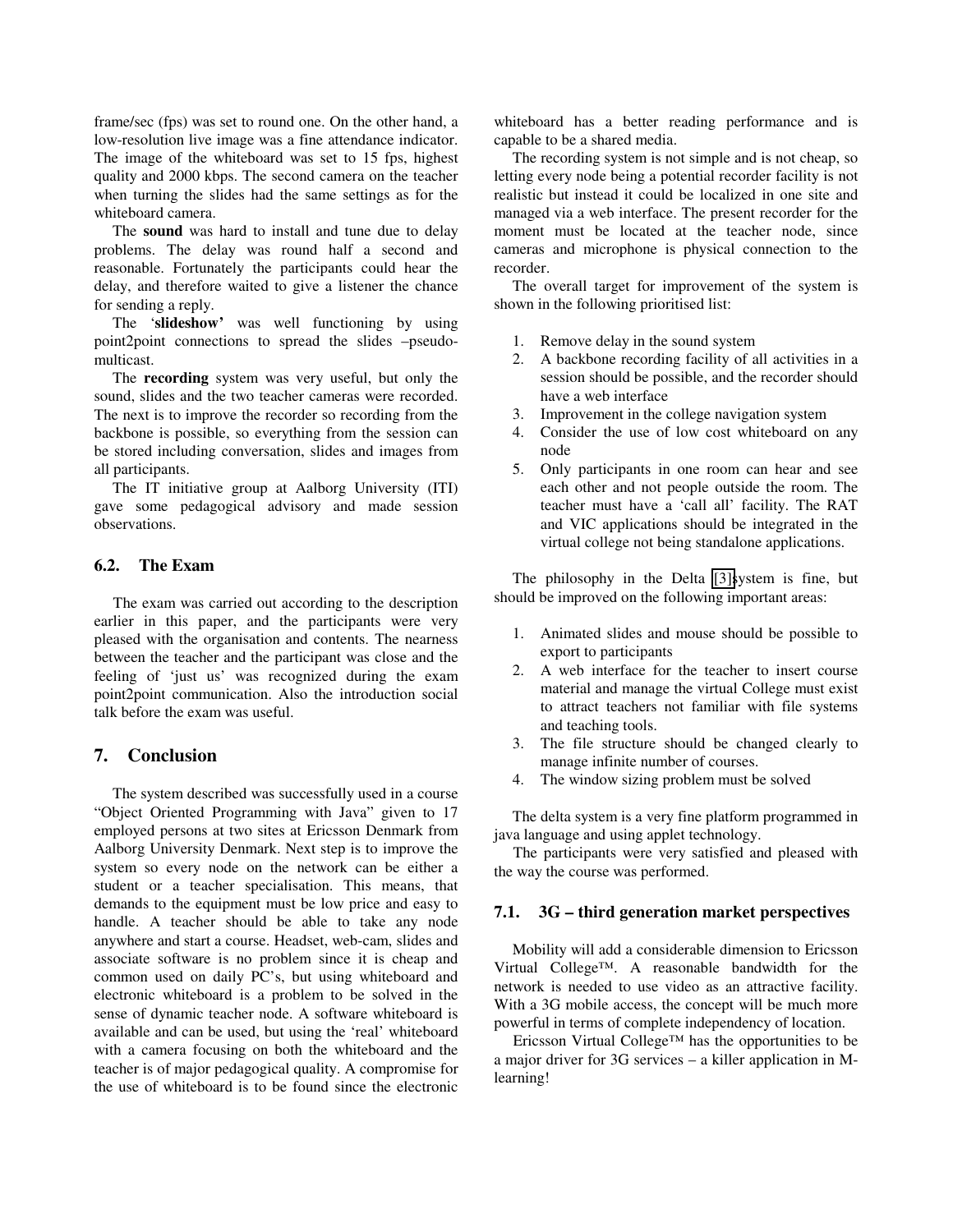frame/sec (fps) was set to round one. On the other hand, a low-resolution live image was a fine attendance indicator. The image of the whiteboard was set to 15 fps, highest quality and 2000 kbps. The second camera on the teacher when turning the slides had the same settings as for the whiteboard camera.

The **sound** was hard to install and tune due to delay problems. The delay was round half a second and reasonable. Fortunately the participants could hear the delay, and therefore waited to give a listener the chance for sending a reply.

The '**slideshow'** was well functioning by using point2point connections to spread the slides –pseudo-multicast.

The **recording** system was very useful, but only the sound, slides and the two teacher cameras were recorded. The next is to improve the recorder so recording from the backbone is possible, so everything from the session can be stored including conversation, slides and images from all participants.

The IT initiative group at Aalborg University (ITI) gave some pedagogical advisory and made session observations.

### 6.2. The Exam

The exam was carried out according to the description earlier in this paper, and the participants were very pleased with the organisation and contents. The nearness between the teacher and the participant was close and the feeling of 'just us' was recognized during the exam point2point communication. Also the introduction social talk before the exam was useful.

## 7. Conclusion

The system described was successfully used in a course "Object Oriented Programming with Java" given to 17 employed persons at two sites at Ericsson Denmark from Aalborg University Denmark. Next step is to improve the system so every node on the network can be either a student or a teacher specialisation. This means, that demands to the equipment must be low price and easy to handle. A teacher should be able to take any node anywhere and start a course. Headset, web-cam, slides and associate software is no problem since it is cheap and common used on daily PC's, but using whiteboard and electronic whiteboard is a problem to be solved in the sense of dynamic teacher node. A software whiteboard is available and can be used, but using the 'real' whiteboard with a camera focusing on both the whiteboard and the teacher is of major pedagogical quality. A compromise for the use of whiteboard is to be found since the electronic whiteboard has a better reading performance and is capable to be a shared media.

The recording system is not simple and is not cheap, so letting every node being a potential recorder facility is not realistic but instead it could be localized in one site and managed via a web interface. The present recorder for the moment must be located at the teacher node, since cameras and microphone is physical connection to the recorder.

The overall target for improvement of the system is shown in the following prioritised list:

1. Remove delay in the sound system
2. A backbone recording facility of all activities in a session should be possible, and the recorder should have a web interface
3. Improvement in the college navigation system
4. Consider the use of low cost whiteboard on any node
5. Only participants in one room can hear and see each other and not people outside the room. The teacher must have a 'call all' facility. The RAT and VIC applications should be integrated in the virtual college not being standalone applications.

The philosophy in the Delta [3] system is fine, but should be improved on the following important areas:

1. Animated slides and mouse should be possible to export to participants
2. A web interface for the teacher to insert course material and manage the virtual College must exist to attract teachers not familiar with file systems and teaching tools.
3. The file structure should be changed clearly to manage infinite number of courses.
4. The window sizing problem must be solved

The delta system is a very fine platform programmed in java language and using applet technology.

The participants were very satisfied and pleased with the way the course was performed.

### 7.1. 3G – third generation market perspectives

Mobility will add a considerable dimension to Ericsson Virtual College™. A reasonable bandwidth for the network is needed to use video as an attractive facility. With a 3G mobile access, the concept will be much more powerful in terms of complete independency of location.

Ericsson Virtual College™ has the opportunities to be a major driver for 3G services – a killer application in M-learning!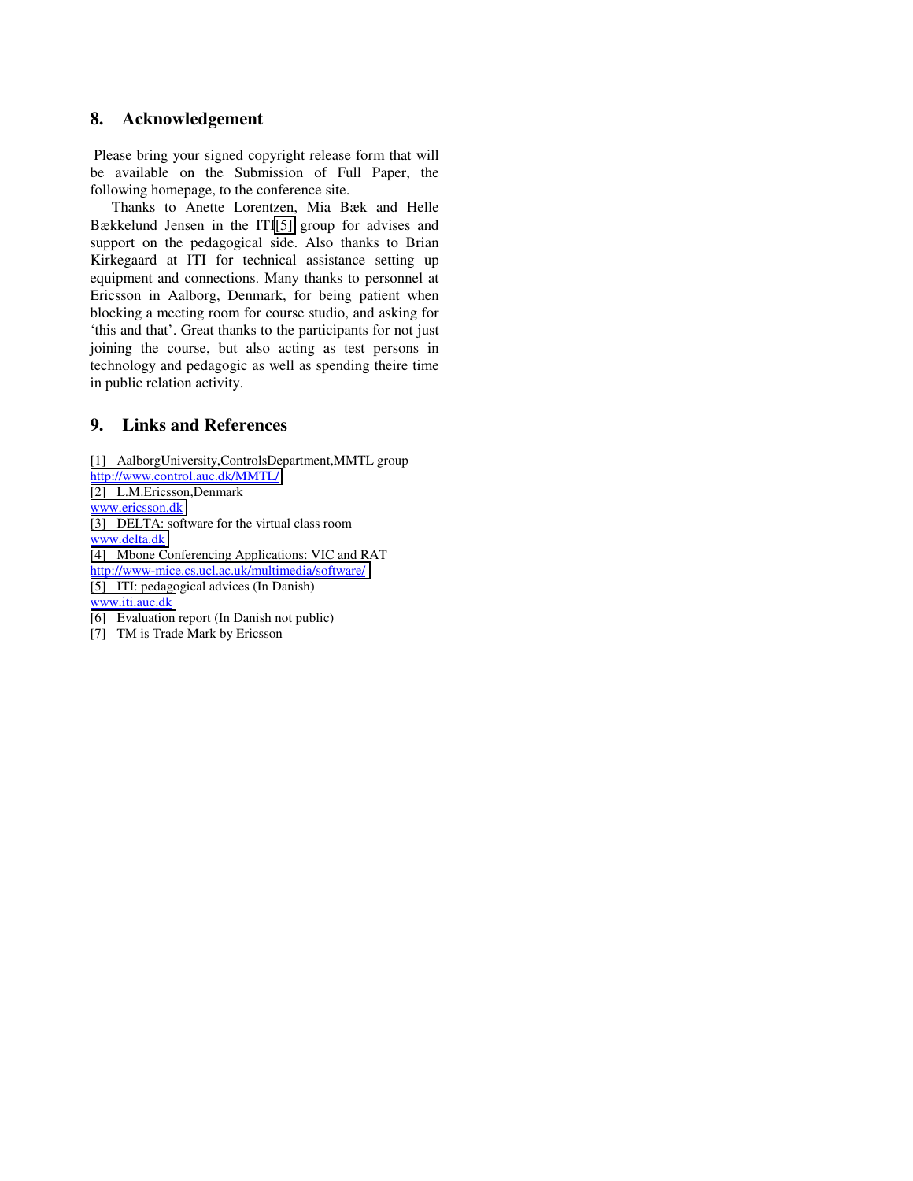## 8. Acknowledgement

Please bring your signed copyright release form that will be available on the Submission of Full Paper, the following homepage, to the conference site.

Thanks to Anette Lorentzen, Mia Bæk and Helle Bækkelund Jensen in the ITI[5] group for advises and support on the pedagogical side. Also thanks to Brian Kirkegaard at ITI for technical assistance setting up equipment and connections. Many thanks to personnel at Ericsson in Aalborg, Denmark, for being patient when blocking a meeting room for course studio, and asking for 'this and that'. Great thanks to the participants for not just joining the course, but also acting as test persons in technology and pedagogic as well as spending theire time in public relation activity.

## 9. Links and References

[1] AalborgUniversity,ControlsDepartment,MMTL group
http://www.control.auc.dk/MMTL/

[2] L.M.Ericsson,Denmark
www.ericsson.dk

[3] DELTA: software for the virtual class room
www.delta.dk

[4] Mbone Conferencing Applications: VIC and RAT
http://www-mice.cs.ucl.ac.uk/multimedia/software/

[5] ITI: pedagogical advices (In Danish)
www.iti.auc.dk

[6] Evaluation report (In Danish not public)

[7] TM is Trade Mark by Ericsson